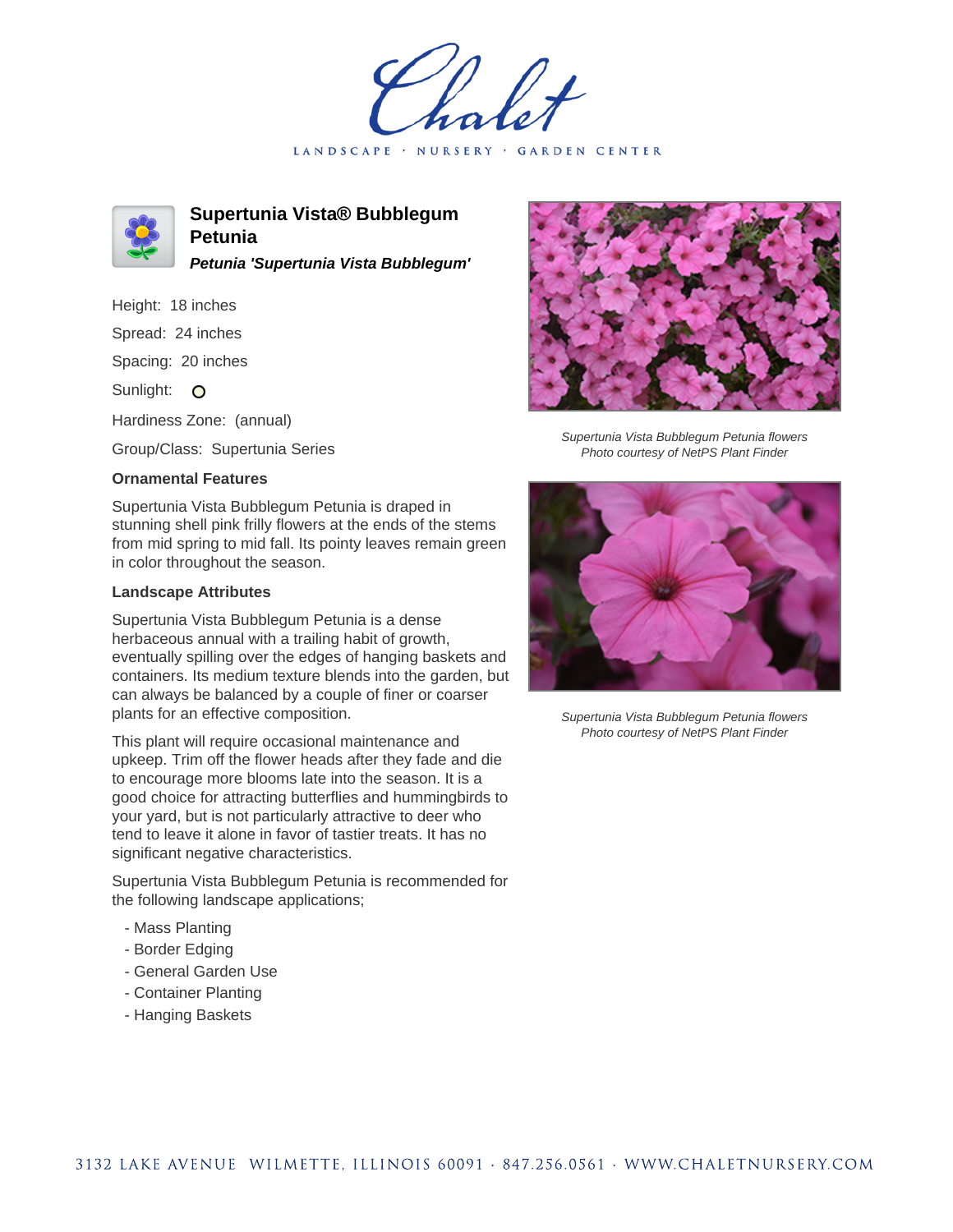# Supertunia Vista® Bubblegum Petunia

***Petunia 'Supertunia Vista Bubblegum'***

Height: 18 inches

Spread: 24 inches

Spacing: 20 inches

Sunlight: O

Hardiness Zone: (annual)

Group/Class: Supertunia Series

### Ornamental Features

Supertunia Vista Bubblegum Petunia is draped in stunning shell pink frilly flowers at the ends of the stems from mid spring to mid fall. Its pointy leaves remain green in color throughout the season.

### Landscape Attributes

Supertunia Vista Bubblegum Petunia is a dense herbaceous annual with a trailing habit of growth, eventually spilling over the edges of hanging baskets and containers. Its medium texture blends into the garden, but can always be balanced by a couple of finer or coarser plants for an effective composition.

This plant will require occasional maintenance and upkeep. Trim off the flower heads after they fade and die to encourage more blooms late into the season. It is a good choice for attracting butterflies and hummingbirds to your yard, but is not particularly attractive to deer who tend to leave it alone in favor of tastier treats. It has no significant negative characteristics.

Supertunia Vista Bubblegum Petunia is recommended for the following landscape applications;

- Mass Planting
- Border Edging
- General Garden Use
- Container Planting
- Hanging Baskets

*Supertunia Vista Bubblegum Petunia flowers*
*Photo courtesy of NetPS Plant Finder*

*Supertunia Vista Bubblegum Petunia flowers*
*Photo courtesy of NetPS Plant Finder*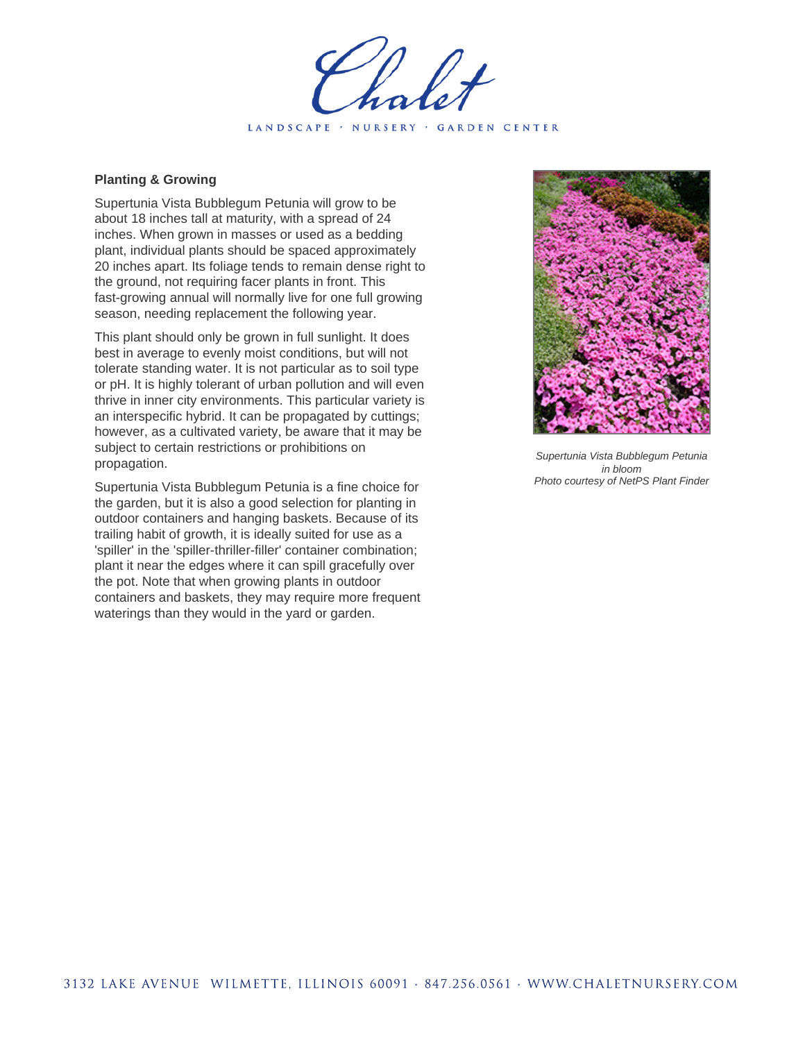## Planting & Growing

Supertunia Vista Bubblegum Petunia will grow to be about 18 inches tall at maturity, with a spread of 24 inches. When grown in masses or used as a bedding plant, individual plants should be spaced approximately 20 inches apart. Its foliage tends to remain dense right to the ground, not requiring facer plants in front. This fast-growing annual will normally live for one full growing season, needing replacement the following year.

This plant should only be grown in full sunlight. It does best in average to evenly moist conditions, but will not tolerate standing water. It is not particular as to soil type or pH. It is highly tolerant of urban pollution and will even thrive in inner city environments. This particular variety is an interspecific hybrid. It can be propagated by cuttings; however, as a cultivated variety, be aware that it may be subject to certain restrictions or prohibitions on propagation.

Supertunia Vista Bubblegum Petunia is a fine choice for the garden, but it is also a good selection for planting in outdoor containers and hanging baskets. Because of its trailing habit of growth, it is ideally suited for use as a 'spiller' in the 'spiller-thriller-filler' container combination; plant it near the edges where it can spill gracefully over the pot. Note that when growing plants in outdoor containers and baskets, they may require more frequent waterings than they would in the yard or garden.

*Supertunia Vista Bubblegum Petunia in bloom*
*Photo courtesy of NetPS Plant Finder*